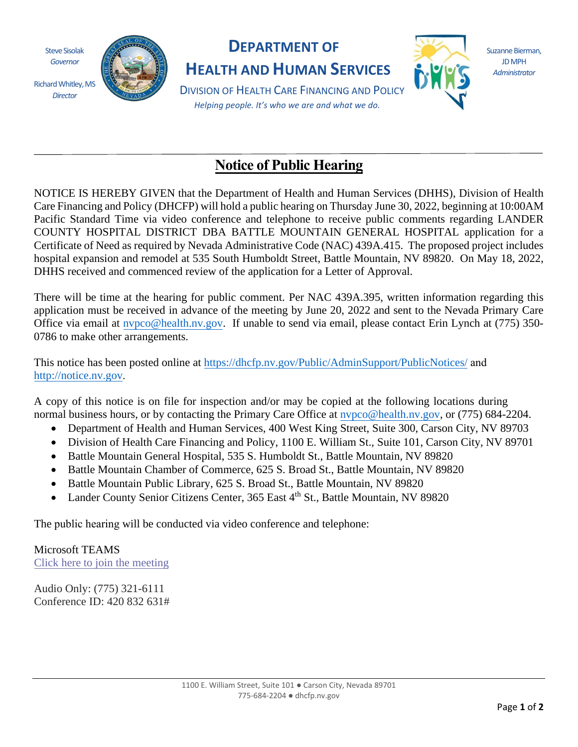Steve Sisolak
*Governor*

Richard Whitley, MS
*Director*

**DEPARTMENT OF HEALTH AND HUMAN SERVICES**

DIVISION OF HEALTH CARE FINANCING AND POLICY

*Helping people. It's who we are and what we do.*

Suzanne Bierman, JD MPH
*Administrator*

# Notice of Public Hearing

NOTICE IS HEREBY GIVEN that the Department of Health and Human Services (DHHS), Division of Health Care Financing and Policy (DHCFP) will hold a public hearing on Thursday June 30, 2022, beginning at 10:00AM Pacific Standard Time via video conference and telephone to receive public comments regarding LANDER COUNTY HOSPITAL DISTRICT DBA BATTLE MOUNTAIN GENERAL HOSPITAL application for a Certificate of Need as required by Nevada Administrative Code (NAC) 439A.415. The proposed project includes hospital expansion and remodel at 535 South Humboldt Street, Battle Mountain, NV 89820. On May 18, 2022, DHHS received and commenced review of the application for a Letter of Approval.

There will be time at the hearing for public comment. Per NAC 439A.395, written information regarding this application must be received in advance of the meeting by June 20, 2022 and sent to the Nevada Primary Care Office via email at nvpco@health.nv.gov. If unable to send via email, please contact Erin Lynch at (775) 350-0786 to make other arrangements.

This notice has been posted online at https://dhcfp.nv.gov/Public/AdminSupport/PublicNotices/ and http://notice.nv.gov.

A copy of this notice is on file for inspection and/or may be copied at the following locations during normal business hours, or by contacting the Primary Care Office at nvpco@health.nv.gov, or (775) 684-2204.

- Department of Health and Human Services, 400 West King Street, Suite 300, Carson City, NV 89703
- Division of Health Care Financing and Policy, 1100 E. William St., Suite 101, Carson City, NV 89701
- Battle Mountain General Hospital, 535 S. Humboldt St., Battle Mountain, NV 89820
- Battle Mountain Chamber of Commerce, 625 S. Broad St., Battle Mountain, NV 89820
- Battle Mountain Public Library, 625 S. Broad St., Battle Mountain, NV 89820
- Lander County Senior Citizens Center, 365 East 4th St., Battle Mountain, NV 89820

The public hearing will be conducted via video conference and telephone:

Microsoft TEAMS
Click here to join the meeting

Audio Only: (775) 321-6111
Conference ID: 420 832 631#

1100 E. William Street, Suite 101 ● Carson City, Nevada 89701
775-684-2204 ● dhcfp.nv.gov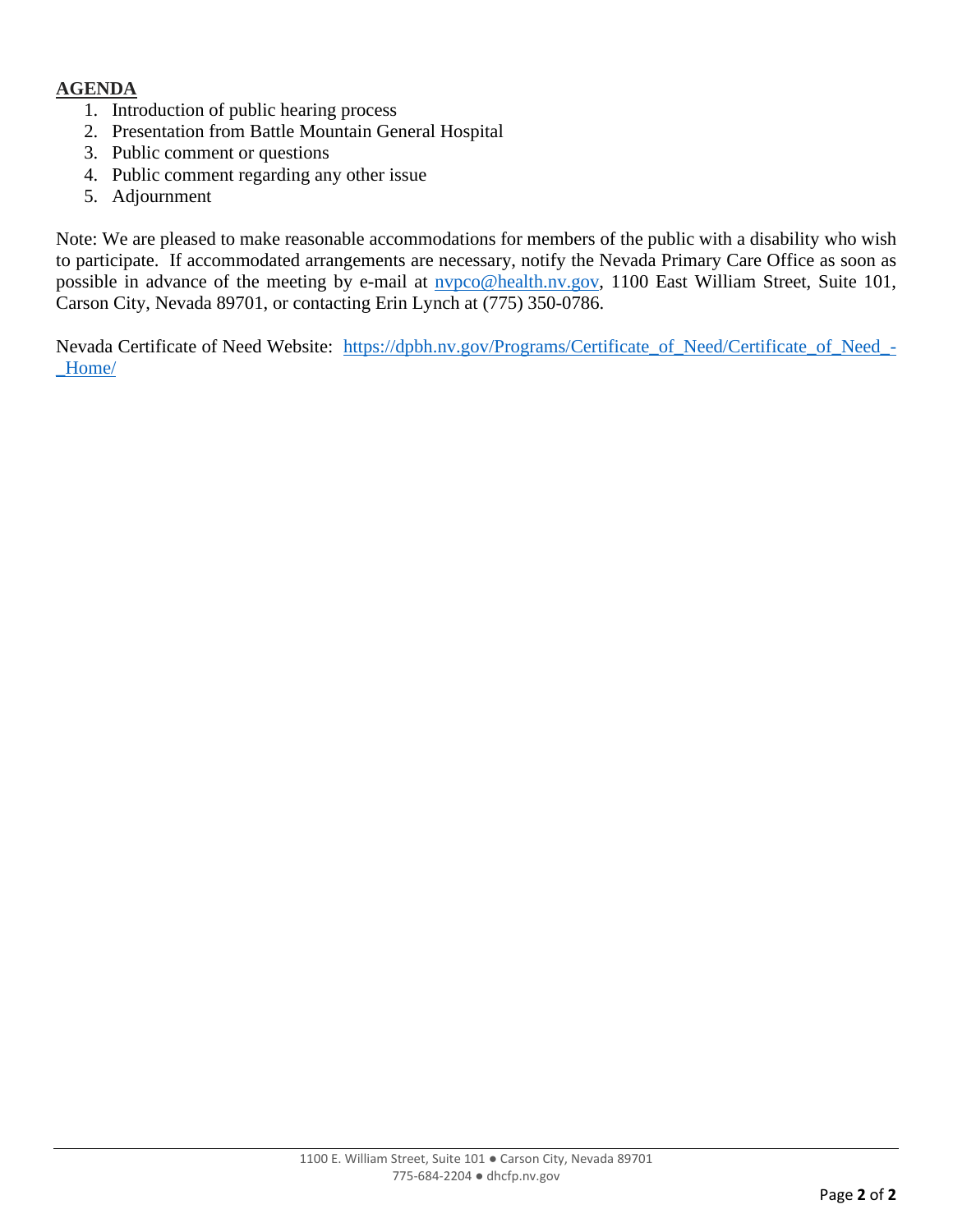**AGENDA**

1. Introduction of public hearing process
2. Presentation from Battle Mountain General Hospital
3. Public comment or questions
4. Public comment regarding any other issue
5. Adjournment

Note: We are pleased to make reasonable accommodations for members of the public with a disability who wish to participate. If accommodated arrangements are necessary, notify the Nevada Primary Care Office as soon as possible in advance of the meeting by e-mail at nvpco@health.nv.gov, 1100 East William Street, Suite 101, Carson City, Nevada 89701, or contacting Erin Lynch at (775) 350-0786.

Nevada Certificate of Need Website: https://dpbh.nv.gov/Programs/Certificate_of_Need/Certificate_of_Need_-_Home/